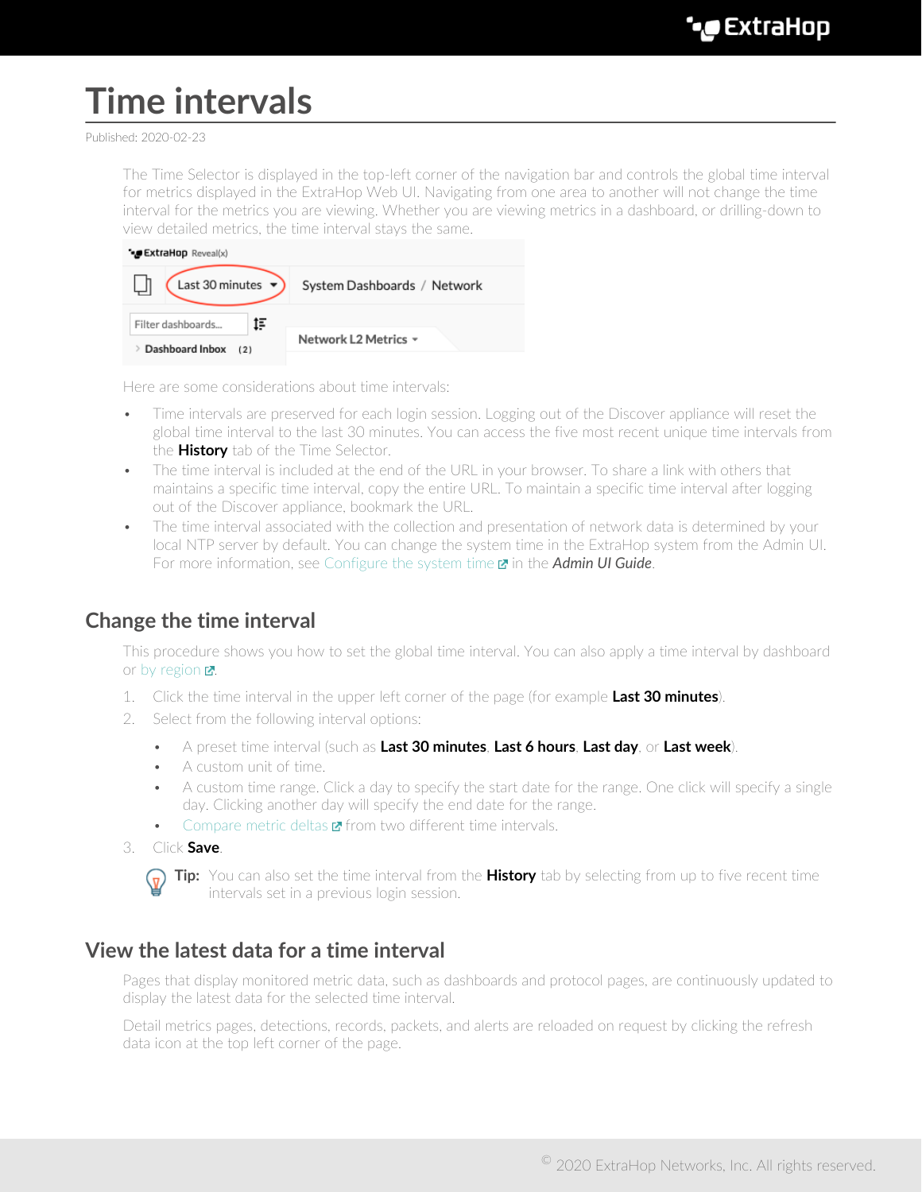# Time intervals

Published: 2020-02-23

The Time Selector is displayed in the top-left corner of the navigation bar and controls the global time interval for metrics displayed in the ExtraHop Web UI. Navigating from one area to another will not change the time interval for the metrics you are viewing. Whether you are viewing metrics in a dashboard, or drilling-down to view detailed metrics, the time interval stays the same.

Here are some considerations about time intervals:

- Time intervals are preserved for each login session. Logging out of the Discover appliance will reset the global time interval to the last 30 minutes. You can access the five most recent unique time intervals from the **History** tab of the Time Selector.
- The time interval is included at the end of the URL in your browser. To share a link with others that maintains a specific time interval, copy the entire URL. To maintain a specific time interval after logging out of the Discover appliance, bookmark the URL.
- The time interval associated with the collection and presentation of network data is determined by your local NTP server by default. You can change the system time in the ExtraHop system from the Admin UI. For more information, see Configure the system time in the *Admin UI Guide*.

## Change the time interval

This procedure shows you how to set the global time interval. You can also apply a time interval by dashboard or by region.

1. Click the time interval in the upper left corner of the page (for example **Last 30 minutes**).
2. Select from the following interval options:
   - A preset time interval (such as **Last 30 minutes**, **Last 6 hours**, **Last day**, or **Last week**).
   - A custom unit of time.
   - A custom time range. Click a day to specify the start date for the range. One click will specify a single day. Clicking another day will specify the end date for the range.
   - Compare metric deltas from two different time intervals.
3. Click **Save**.

**Tip:** You can also set the time interval from the **History** tab by selecting from up to five recent time intervals set in a previous login session.

## View the latest data for a time interval

Pages that display monitored metric data, such as dashboards and protocol pages, are continuously updated to display the latest data for the selected time interval.

Detail metrics pages, detections, records, packets, and alerts are reloaded on request by clicking the refresh data icon at the top left corner of the page.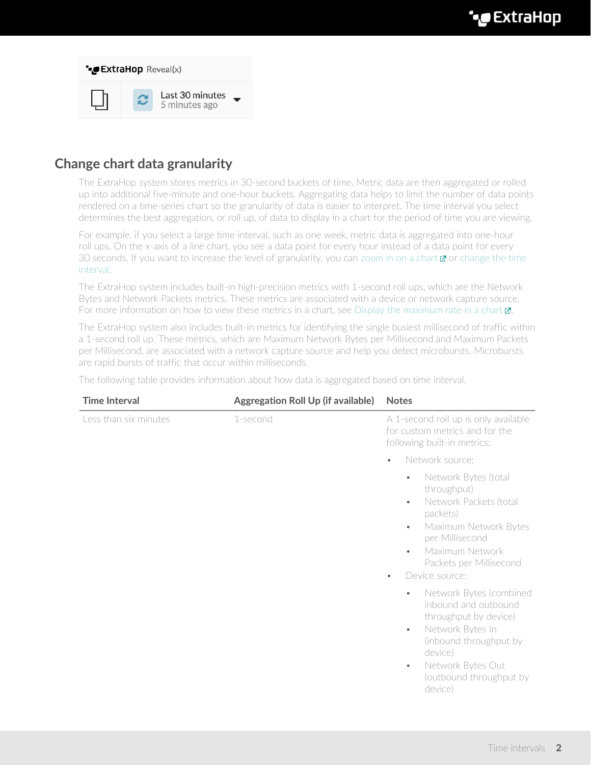## Change chart data granularity

The ExtraHop system stores metrics in 30-second buckets of time. Metric data are then aggregated or rolled up into additional five-minute and one-hour buckets. Aggregating data helps to limit the number of data points rendered on a time-series chart so the granularity of data is easier to interpret. The time interval you select determines the best aggregation, or roll up, of data to display in a chart for the period of time you are viewing.

For example, if you select a large time interval, such as one week, metric data is aggregated into one-hour roll ups. On the x-axis of a line chart, you see a data point for every hour instead of a data point for every 30 seconds. If you want to increase the level of granularity, you can zoom in on a chart or change the time interval.

The ExtraHop system includes built-in high-precision metrics with 1-second roll ups, which are the Network Bytes and Network Packets metrics. These metrics are associated with a device or network capture source. For more information on how to view these metrics in a chart, see Display the maximum rate in a chart.

The ExtraHop system also includes built-in metrics for identifying the single busiest millisecond of traffic within a 1-second roll up. These metrics, which are Maximum Network Bytes per Millisecond and Maximum Packets per Millisecond, are associated with a network capture source and help you detect microbursts. Microbursts are rapid bursts of traffic that occur within milliseconds.

The following table provides information about how data is aggregated based on time interval.

| Time Interval | Aggregation Roll Up (if available) | Notes |
| --- | --- | --- |
| Less than six minutes | 1-second | A 1-second roll up is only available for custom metrics and for the following built-in metrics:<br>• Network source:<br>  ◦ Network Bytes (total throughput)<br>  ◦ Network Packets (total packets)<br>  ◦ Maximum Network Bytes per Millisecond<br>  ◦ Maximum Network Packets per Millisecond<br>• Device source:<br>  ◦ Network Bytes (combined inbound and outbound throughput by device)<br>  ◦ Network Bytes In (inbound throughput by device)<br>  ◦ Network Bytes Out (outbound throughput by device) |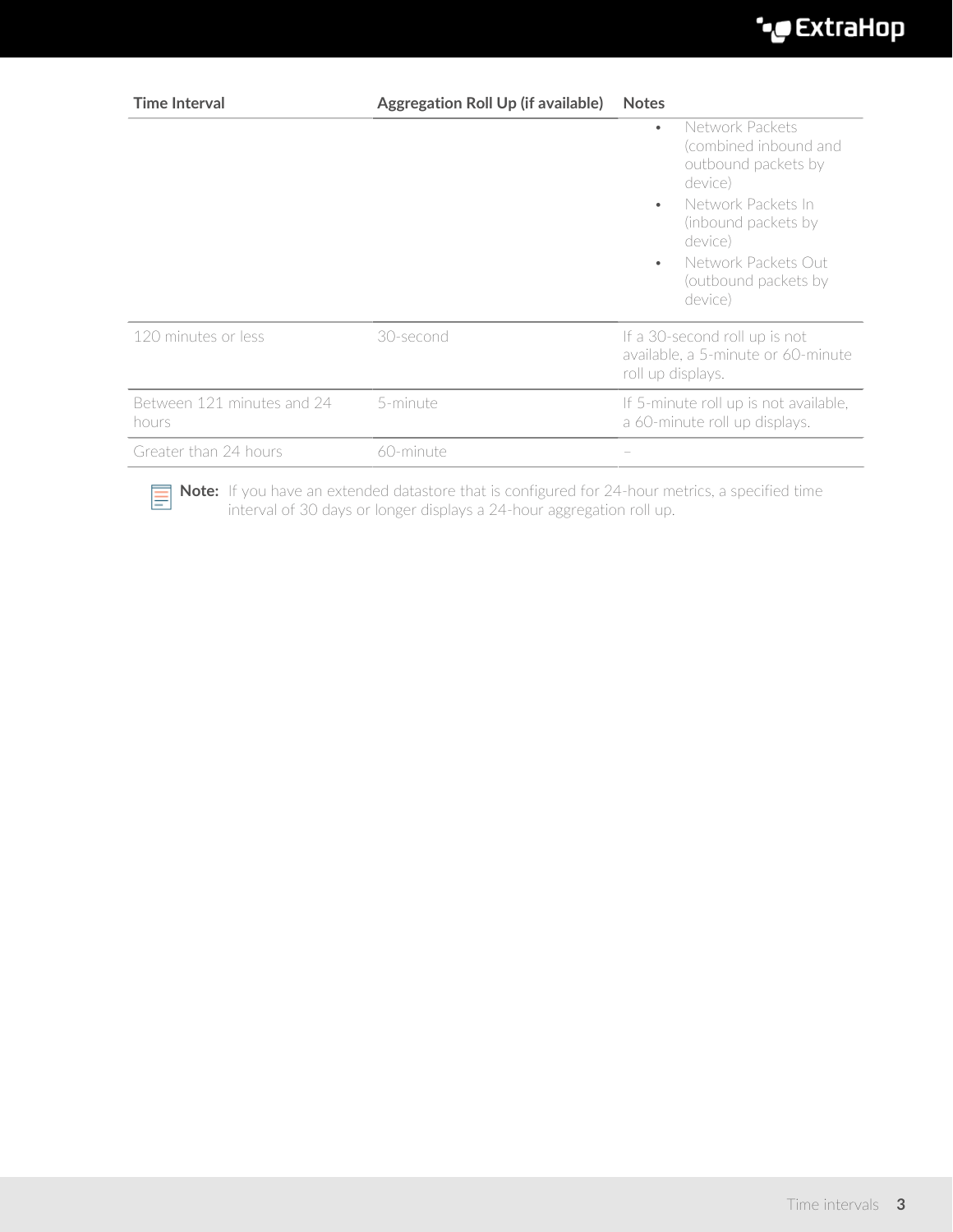| Time Interval | Aggregation Roll Up (if available) | Notes |
| --- | --- | --- |
| | | • Network Packets (combined inbound and outbound packets by device)<br>• Network Packets In (inbound packets by device)<br>• Network Packets Out (outbound packets by device) |
| 120 minutes or less | 30-second | If a 30-second roll up is not available, a 5-minute or 60-minute roll up displays. |
| Between 121 minutes and 24 hours | 5-minute | If 5-minute roll up is not available, a 60-minute roll up displays. |
| Greater than 24 hours | 60-minute | – |

**Note:** If you have an extended datastore that is configured for 24-hour metrics, a specified time interval of 30 days or longer displays a 24-hour aggregation roll up.